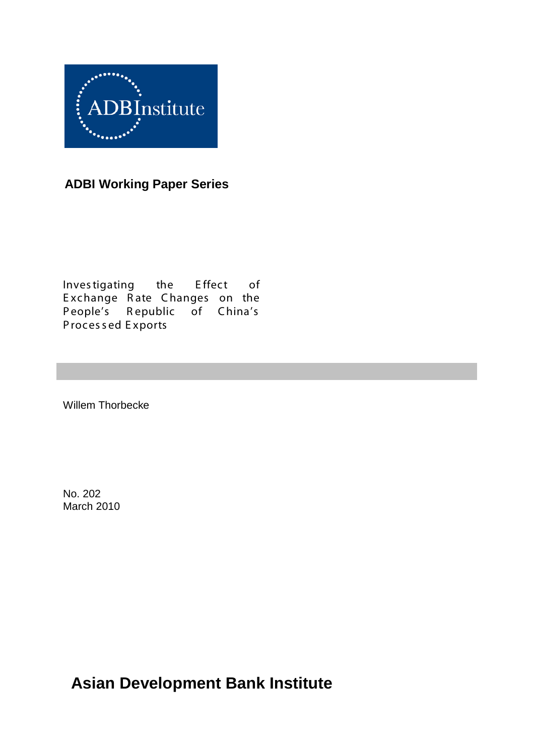ADBInstitute

**ADBI Working Paper Series**

# Investigating the Effect of Exchange Rate Changes on the People's Republic of China's Processed Exports

Willem Thorbecke

No. 202
March 2010

**Asian Development Bank Institute**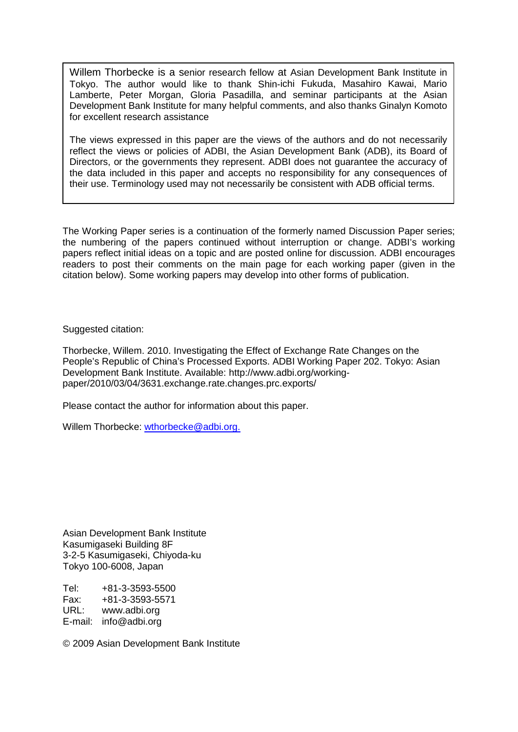Willem Thorbecke is a senior research fellow at Asian Development Bank Institute in Tokyo. The author would like to thank Shin-ichi Fukuda, Masahiro Kawai, Mario Lamberte, Peter Morgan, Gloria Pasadilla, and seminar participants at the Asian Development Bank Institute for many helpful comments, and also thanks Ginalyn Komoto for excellent research assistance

The views expressed in this paper are the views of the authors and do not necessarily reflect the views or policies of ADBI, the Asian Development Bank (ADB), its Board of Directors, or the governments they represent. ADBI does not guarantee the accuracy of the data included in this paper and accepts no responsibility for any consequences of their use. Terminology used may not necessarily be consistent with ADB official terms.

The Working Paper series is a continuation of the formerly named Discussion Paper series; the numbering of the papers continued without interruption or change. ADBI's working papers reflect initial ideas on a topic and are posted online for discussion. ADBI encourages readers to post their comments on the main page for each working paper (given in the citation below). Some working papers may develop into other forms of publication.

Suggested citation:

Thorbecke, Willem. 2010. Investigating the Effect of Exchange Rate Changes on the People's Republic of China's Processed Exports. ADBI Working Paper 202. Tokyo: Asian Development Bank Institute. Available: http://www.adbi.org/working-paper/2010/03/04/3631.exchange.rate.changes.prc.exports/

Please contact the author for information about this paper.

Willem Thorbecke: wthorbecke@adbi.org.

Asian Development Bank Institute
Kasumigaseki Building 8F
3-2-5 Kasumigaseki, Chiyoda-ku
Tokyo 100-6008, Japan

Tel: +81-3-3593-5500
Fax: +81-3-3593-5571
URL: www.adbi.org
E-mail: info@adbi.org

© 2009 Asian Development Bank Institute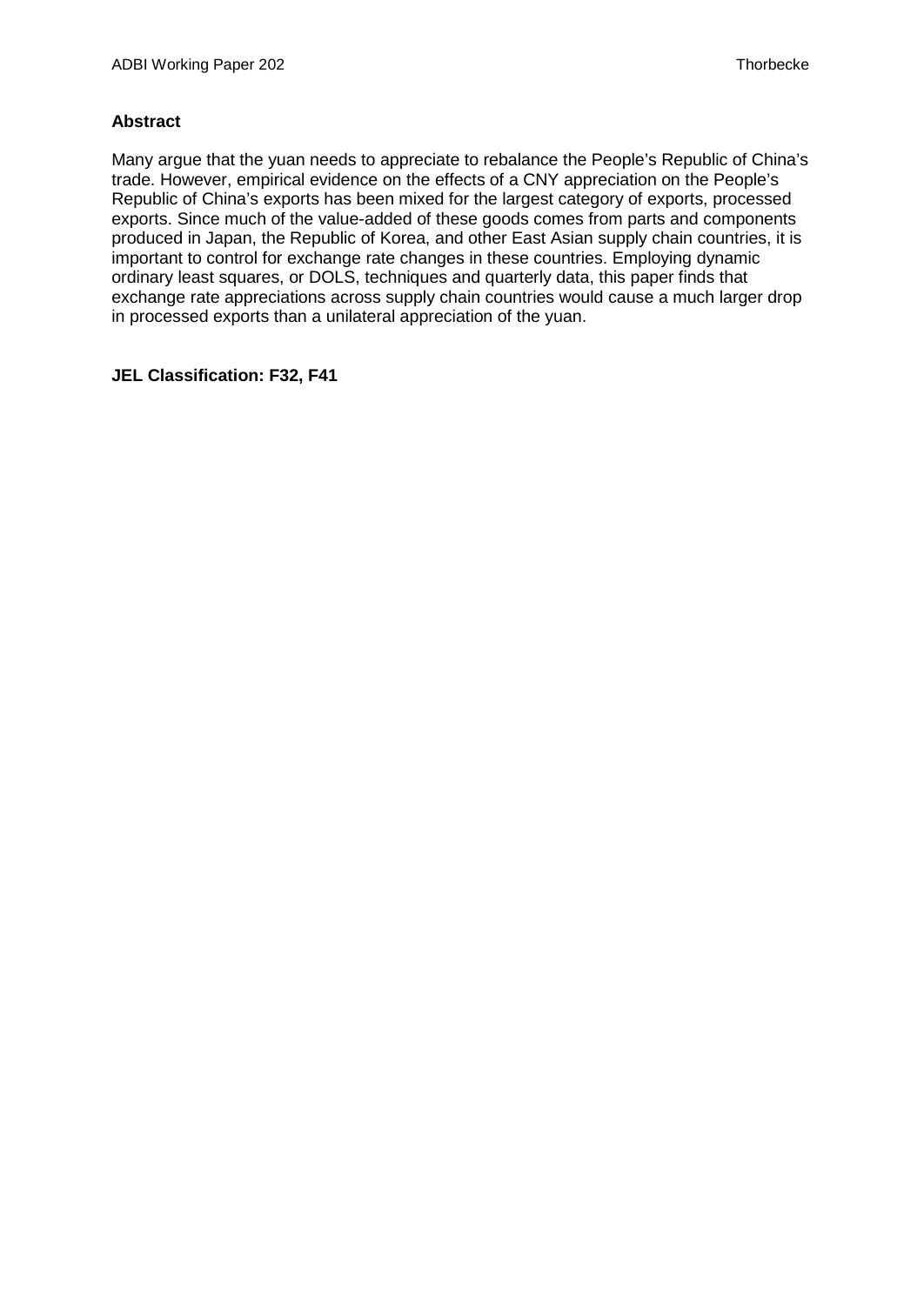**Abstract**

Many argue that the yuan needs to appreciate to rebalance the People's Republic of China's trade. However, empirical evidence on the effects of a CNY appreciation on the People's Republic of China's exports has been mixed for the largest category of exports, processed exports. Since much of the value-added of these goods comes from parts and components produced in Japan, the Republic of Korea, and other East Asian supply chain countries, it is important to control for exchange rate changes in these countries. Employing dynamic ordinary least squares, or DOLS, techniques and quarterly data, this paper finds that exchange rate appreciations across supply chain countries would cause a much larger drop in processed exports than a unilateral appreciation of the yuan.

**JEL Classification: F32, F41**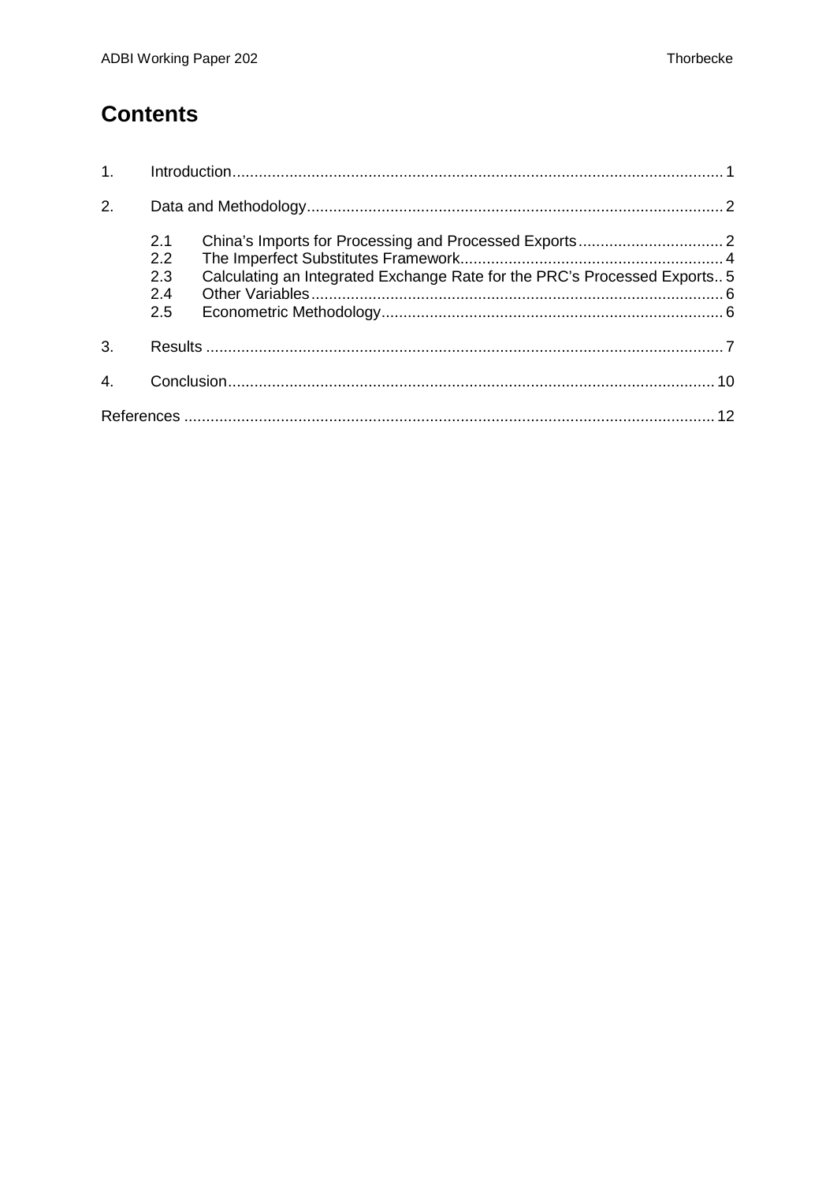# Contents

1. Introduction ........ 1

2. Data and Methodology ........ 2

   2.1 China's Imports for Processing and Processed Exports ........ 2
   2.2 The Imperfect Substitutes Framework ........ 4
   2.3 Calculating an Integrated Exchange Rate for the PRC's Processed Exports ........ 5
   2.4 Other Variables ........ 6
   2.5 Econometric Methodology ........ 6

3. Results ........ 7

4. Conclusion ........ 10

References ........ 12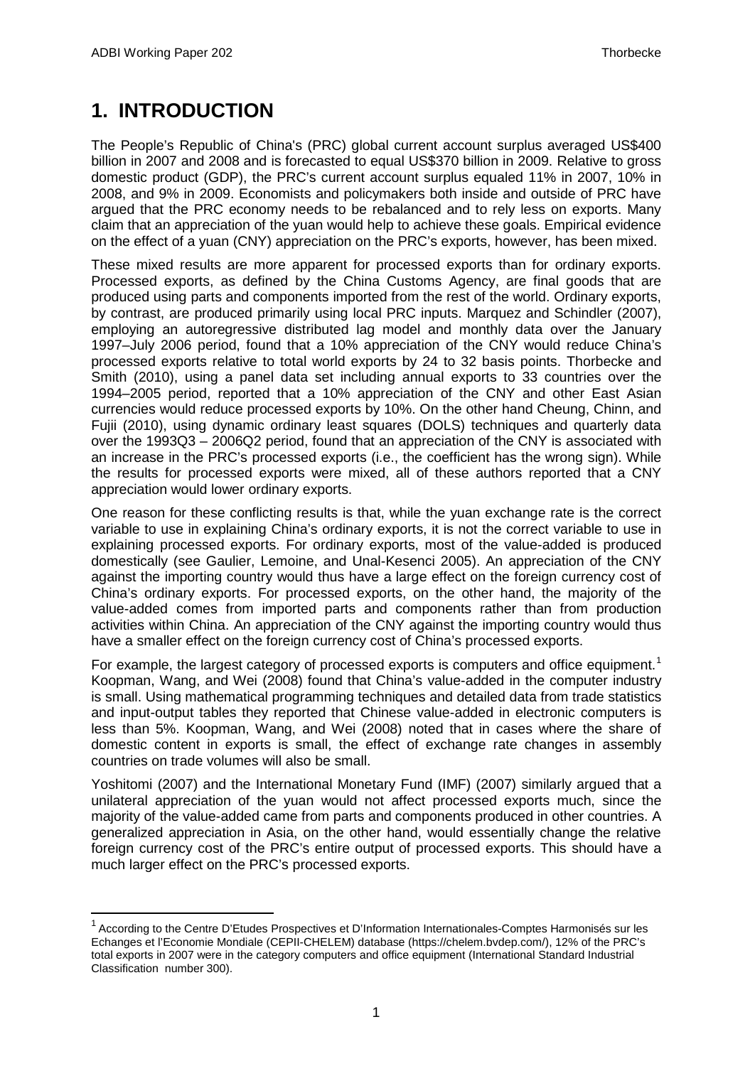# 1. INTRODUCTION

The People's Republic of China's (PRC) global current account surplus averaged US$400 billion in 2007 and 2008 and is forecasted to equal US$370 billion in 2009. Relative to gross domestic product (GDP), the PRC's current account surplus equaled 11% in 2007, 10% in 2008, and 9% in 2009. Economists and policymakers both inside and outside of PRC have argued that the PRC economy needs to be rebalanced and to rely less on exports. Many claim that an appreciation of the yuan would help to achieve these goals. Empirical evidence on the effect of a yuan (CNY) appreciation on the PRC's exports, however, has been mixed.

These mixed results are more apparent for processed exports than for ordinary exports. Processed exports, as defined by the China Customs Agency, are final goods that are produced using parts and components imported from the rest of the world. Ordinary exports, by contrast, are produced primarily using local PRC inputs. Marquez and Schindler (2007), employing an autoregressive distributed lag model and monthly data over the January 1997–July 2006 period, found that a 10% appreciation of the CNY would reduce China's processed exports relative to total world exports by 24 to 32 basis points. Thorbecke and Smith (2010), using a panel data set including annual exports to 33 countries over the 1994–2005 period, reported that a 10% appreciation of the CNY and other East Asian currencies would reduce processed exports by 10%. On the other hand Cheung, Chinn, and Fujii (2010), using dynamic ordinary least squares (DOLS) techniques and quarterly data over the 1993Q3 – 2006Q2 period, found that an appreciation of the CNY is associated with an increase in the PRC's processed exports (i.e., the coefficient has the wrong sign). While the results for processed exports were mixed, all of these authors reported that a CNY appreciation would lower ordinary exports.

One reason for these conflicting results is that, while the yuan exchange rate is the correct variable to use in explaining China's ordinary exports, it is not the correct variable to use in explaining processed exports. For ordinary exports, most of the value-added is produced domestically (see Gaulier, Lemoine, and Unal-Kesenci 2005). An appreciation of the CNY against the importing country would thus have a large effect on the foreign currency cost of China's ordinary exports. For processed exports, on the other hand, the majority of the value-added comes from imported parts and components rather than from production activities within China. An appreciation of the CNY against the importing country would thus have a smaller effect on the foreign currency cost of China's processed exports.

For example, the largest category of processed exports is computers and office equipment.[1] Koopman, Wang, and Wei (2008) found that China's value-added in the computer industry is small. Using mathematical programming techniques and detailed data from trade statistics and input-output tables they reported that Chinese value-added in electronic computers is less than 5%. Koopman, Wang, and Wei (2008) noted that in cases where the share of domestic content in exports is small, the effect of exchange rate changes in assembly countries on trade volumes will also be small.

Yoshitomi (2007) and the International Monetary Fund (IMF) (2007) similarly argued that a unilateral appreciation of the yuan would not affect processed exports much, since the majority of the value-added came from parts and components produced in other countries. A generalized appreciation in Asia, on the other hand, would essentially change the relative foreign currency cost of the PRC's entire output of processed exports. This should have a much larger effect on the PRC's processed exports.

[1] According to the Centre D'Etudes Prospectives et D'Information Internationales-Comptes Harmonisés sur les Echanges et l'Economie Mondiale (CEPII-CHELEM) database (https://chelem.bvdep.com/), 12% of the PRC's total exports in 2007 were in the category computers and office equipment (International Standard Industrial Classification number 300).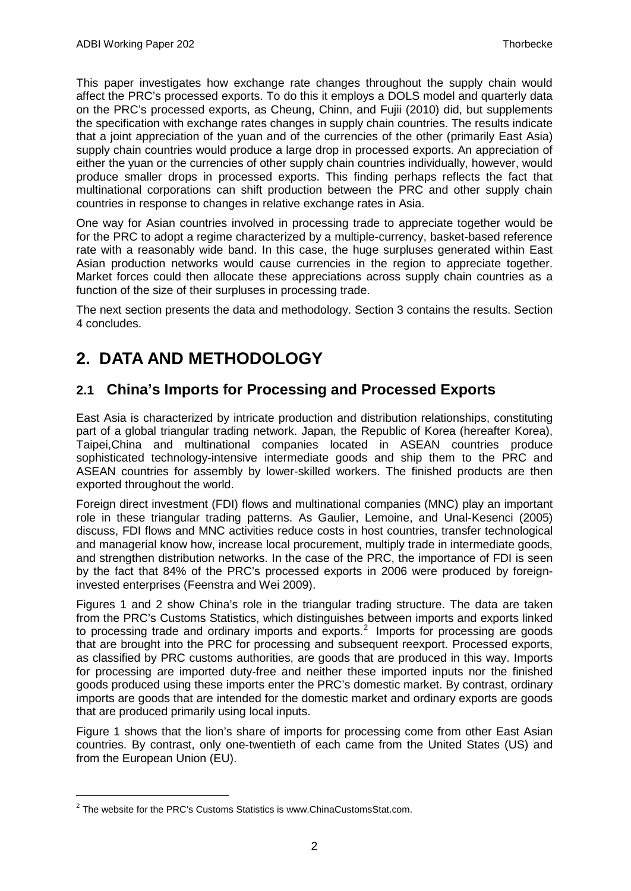This paper investigates how exchange rate changes throughout the supply chain would affect the PRC's processed exports. To do this it employs a DOLS model and quarterly data on the PRC's processed exports, as Cheung, Chinn, and Fujii (2010) did, but supplements the specification with exchange rates changes in supply chain countries. The results indicate that a joint appreciation of the yuan and of the currencies of the other (primarily East Asia) supply chain countries would produce a large drop in processed exports. An appreciation of either the yuan or the currencies of other supply chain countries individually, however, would produce smaller drops in processed exports. This finding perhaps reflects the fact that multinational corporations can shift production between the PRC and other supply chain countries in response to changes in relative exchange rates in Asia.

One way for Asian countries involved in processing trade to appreciate together would be for the PRC to adopt a regime characterized by a multiple-currency, basket-based reference rate with a reasonably wide band. In this case, the huge surpluses generated within East Asian production networks would cause currencies in the region to appreciate together. Market forces could then allocate these appreciations across supply chain countries as a function of the size of their surpluses in processing trade.

The next section presents the data and methodology. Section 3 contains the results. Section 4 concludes.

# 2. DATA AND METHODOLOGY

## 2.1 China's Imports for Processing and Processed Exports

East Asia is characterized by intricate production and distribution relationships, constituting part of a global triangular trading network. Japan, the Republic of Korea (hereafter Korea), Taipei,China and multinational companies located in ASEAN countries produce sophisticated technology-intensive intermediate goods and ship them to the PRC and ASEAN countries for assembly by lower-skilled workers. The finished products are then exported throughout the world.

Foreign direct investment (FDI) flows and multinational companies (MNC) play an important role in these triangular trading patterns. As Gaulier, Lemoine, and Unal-Kesenci (2005) discuss, FDI flows and MNC activities reduce costs in host countries, transfer technological and managerial know how, increase local procurement, multiply trade in intermediate goods, and strengthen distribution networks. In the case of the PRC, the importance of FDI is seen by the fact that 84% of the PRC's processed exports in 2006 were produced by foreign-invested enterprises (Feenstra and Wei 2009).

Figures 1 and 2 show China's role in the triangular trading structure. The data are taken from the PRC's Customs Statistics, which distinguishes between imports and exports linked to processing trade and ordinary imports and exports.[2] Imports for processing are goods that are brought into the PRC for processing and subsequent reexport. Processed exports, as classified by PRC customs authorities, are goods that are produced in this way. Imports for processing are imported duty-free and neither these imported inputs nor the finished goods produced using these imports enter the PRC's domestic market. By contrast, ordinary imports are goods that are intended for the domestic market and ordinary exports are goods that are produced primarily using local inputs.

Figure 1 shows that the lion's share of imports for processing come from other East Asian countries. By contrast, only one-twentieth of each came from the United States (US) and from the European Union (EU).

[2] The website for the PRC's Customs Statistics is www.ChinaCustomsStat.com.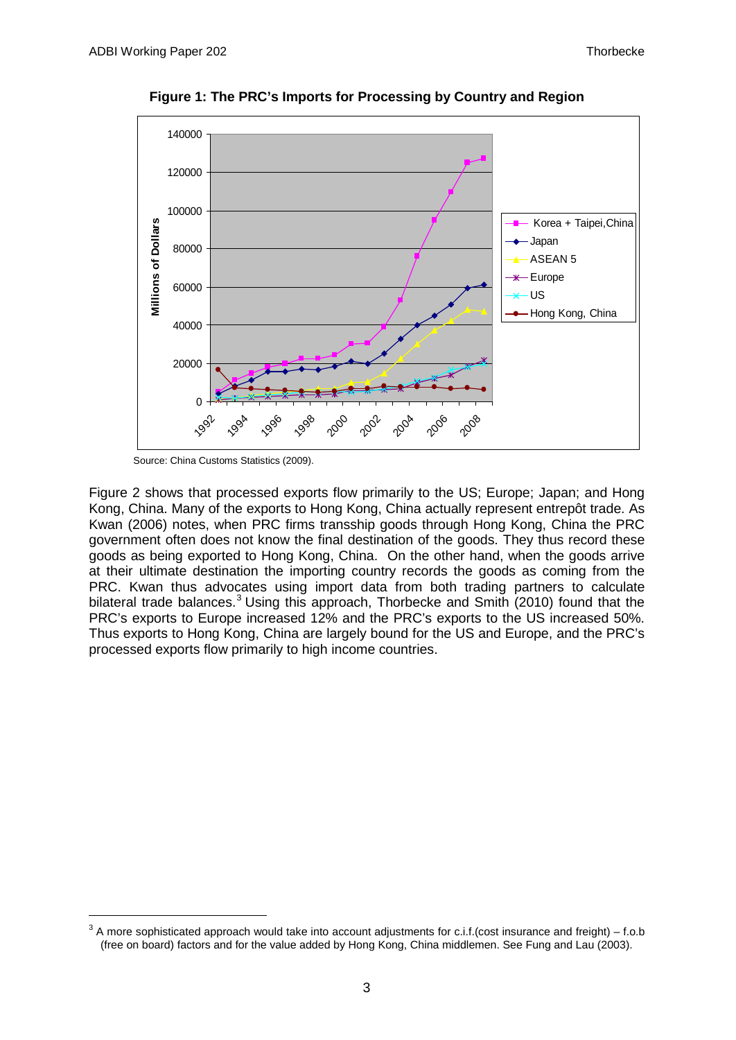**Figure 1: The PRC's Imports for Processing by Country and Region**

Source: China Customs Statistics (2009).

Figure 2 shows that processed exports flow primarily to the US; Europe; Japan; and Hong Kong, China. Many of the exports to Hong Kong, China actually represent entrepôt trade. As Kwan (2006) notes, when PRC firms transship goods through Hong Kong, China the PRC government often does not know the final destination of the goods. They thus record these goods as being exported to Hong Kong, China. On the other hand, when the goods arrive at their ultimate destination the importing country records the goods as coming from the PRC. Kwan thus advocates using import data from both trading partners to calculate bilateral trade balances.[3] Using this approach, Thorbecke and Smith (2010) found that the PRC's exports to Europe increased 12% and the PRC's exports to the US increased 50%. Thus exports to Hong Kong, China are largely bound for the US and Europe, and the PRC's processed exports flow primarily to high income countries.

[3] A more sophisticated approach would take into account adjustments for c.i.f.(cost insurance and freight) – f.o.b (free on board) factors and for the value added by Hong Kong, China middlemen. See Fung and Lau (2003).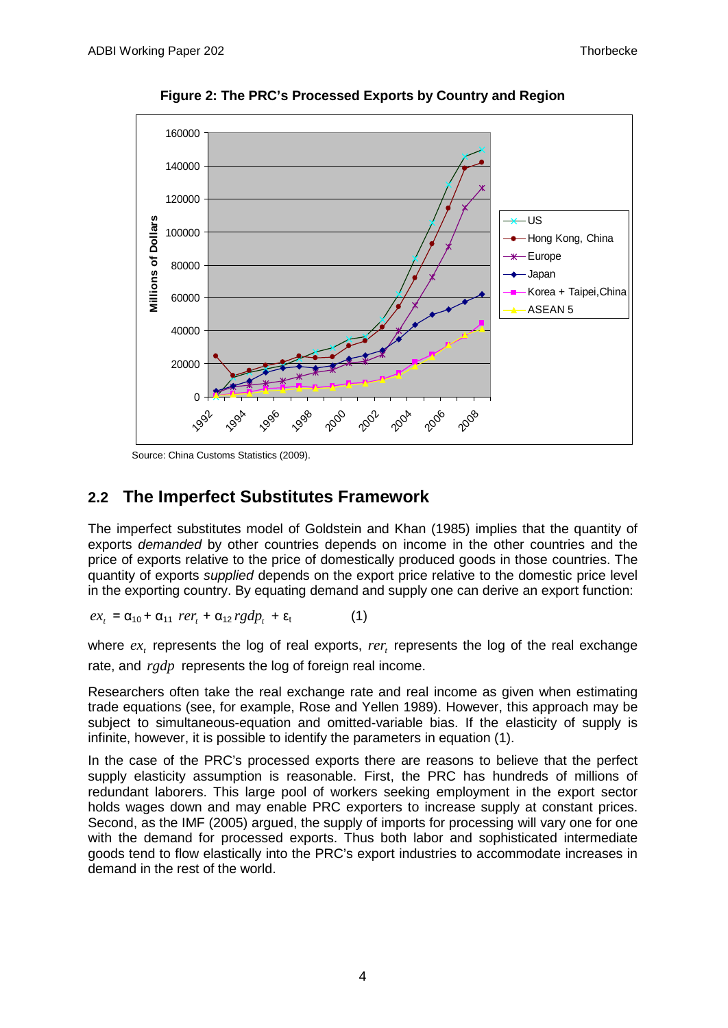**Figure 2: The PRC's Processed Exports by Country and Region**

Source: China Customs Statistics (2009).

## 2.2 The Imperfect Substitutes Framework

The imperfect substitutes model of Goldstein and Khan (1985) implies that the quantity of exports *demanded* by other countries depends on income in the other countries and the price of exports relative to the price of domestically produced goods in those countries. The quantity of exports *supplied* depends on the export price relative to the domestic price level in the exporting country. By equating demand and supply one can derive an export function:

$$ex_t = \alpha_{10} + \alpha_{11}\, rer_t + \alpha_{12}\, rgdp_t + \varepsilon_t \qquad (1)$$

where $ex_t$ represents the log of real exports, $rer_t$ represents the log of the real exchange rate, and $rgdp$ represents the log of foreign real income.

Researchers often take the real exchange rate and real income as given when estimating trade equations (see, for example, Rose and Yellen 1989). However, this approach may be subject to simultaneous-equation and omitted-variable bias. If the elasticity of supply is infinite, however, it is possible to identify the parameters in equation (1).

In the case of the PRC's processed exports there are reasons to believe that the perfect supply elasticity assumption is reasonable. First, the PRC has hundreds of millions of redundant laborers. This large pool of workers seeking employment in the export sector holds wages down and may enable PRC exporters to increase supply at constant prices. Second, as the IMF (2005) argued, the supply of imports for processing will vary one for one with the demand for processed exports. Thus both labor and sophisticated intermediate goods tend to flow elastically into the PRC's export industries to accommodate increases in demand in the rest of the world.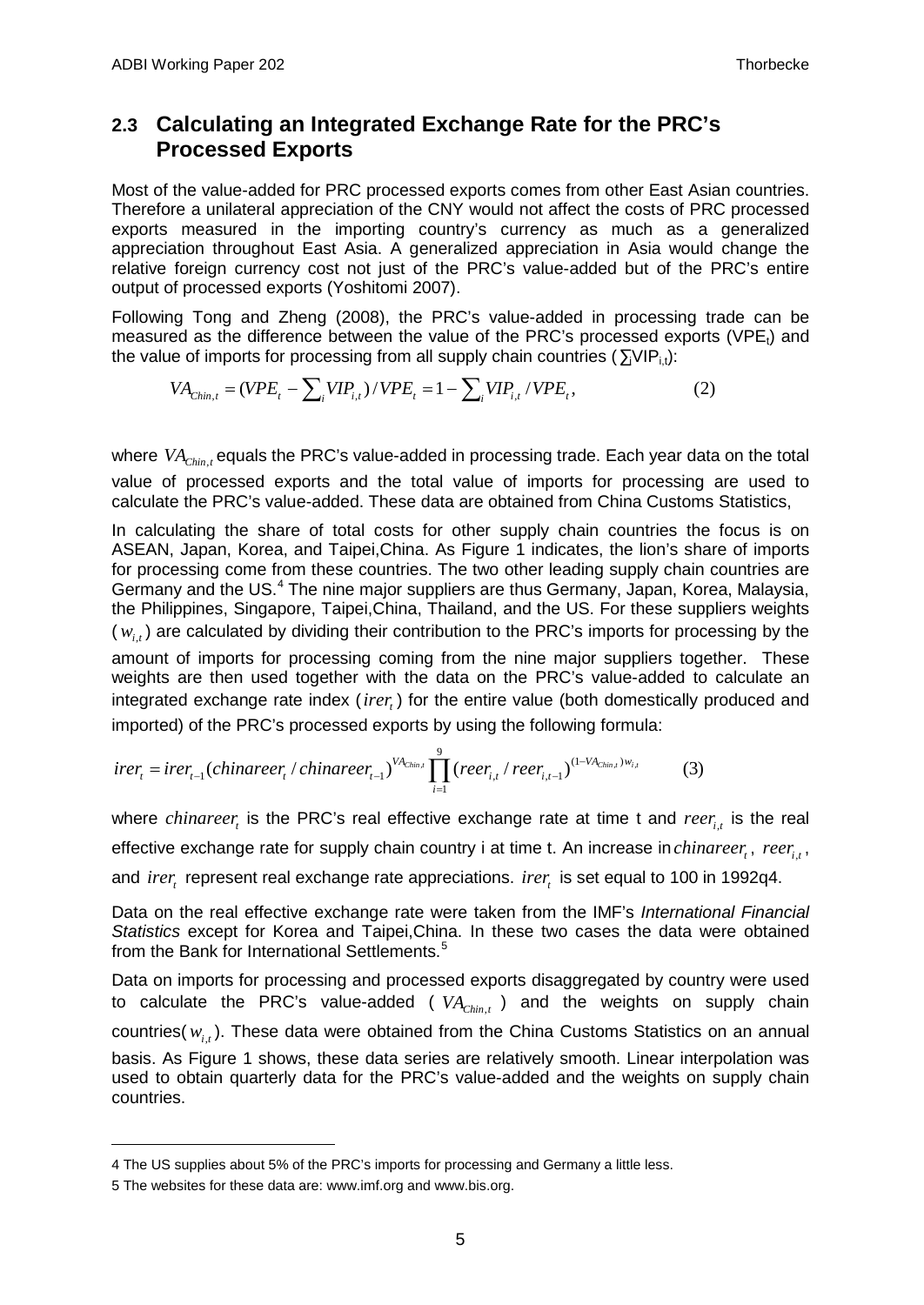## 2.3 Calculating an Integrated Exchange Rate for the PRC's Processed Exports

Most of the value-added for PRC processed exports comes from other East Asian countries. Therefore a unilateral appreciation of the CNY would not affect the costs of PRC processed exports measured in the importing country's currency as much as a generalized appreciation throughout East Asia. A generalized appreciation in Asia would change the relative foreign currency cost not just of the PRC's value-added but of the PRC's entire output of processed exports (Yoshitomi 2007).

Following Tong and Zheng (2008), the PRC's value-added in processing trade can be measured as the difference between the value of the PRC's processed exports ($VPE_t$) and the value of imports for processing from all supply chain countries ($\sum_i VIP_{i,t}$):

$$VA_{Chin,t} = (VPE_t - \sum_i VIP_{i,t})/VPE_t = 1 - \sum_i VIP_{i,t}/VPE_t, \qquad (2)$$

where $VA_{Chin,t}$ equals the PRC's value-added in processing trade. Each year data on the total value of processed exports and the total value of imports for processing are used to calculate the PRC's value-added. These data are obtained from China Customs Statistics,

In calculating the share of total costs for other supply chain countries the focus is on ASEAN, Japan, Korea, and Taipei,China. As Figure 1 indicates, the lion's share of imports for processing come from these countries. The two other leading supply chain countries are Germany and the US.[4] The nine major suppliers are thus Germany, Japan, Korea, Malaysia, the Philippines, Singapore, Taipei,China, Thailand, and the US. For these suppliers weights ($w_{i,t}$) are calculated by dividing their contribution to the PRC's imports for processing by the amount of imports for processing coming from the nine major suppliers together. These weights are then used together with the data on the PRC's value-added to calculate an integrated exchange rate index ($irer_t$) for the entire value (both domestically produced and imported) of the PRC's processed exports by using the following formula:

$$irer_t = irer_{t-1}(chinareer_t / chinareer_{t-1})^{VA_{Chin,t}} \prod_{i=1}^{9} (reer_{i,t} / reer_{i,t-1})^{(1-VA_{Chin,t})w_{i,t}} \qquad (3)$$

where $chinareer_t$ is the PRC's real effective exchange rate at time t and $reer_{i,t}$ is the real effective exchange rate for supply chain country i at time t. An increase in $chinareer_t$, $reer_{i,t}$, and $irer_t$ represent real exchange rate appreciations. $irer_t$ is set equal to 100 in 1992q4.

Data on the real effective exchange rate were taken from the IMF's *International Financial Statistics* except for Korea and Taipei,China. In these two cases the data were obtained from the Bank for International Settlements.[5]

Data on imports for processing and processed exports disaggregated by country were used to calculate the PRC's value-added ($VA_{Chin,t}$) and the weights on supply chain countries($w_{i,t}$). These data were obtained from the China Customs Statistics on an annual basis. As Figure 1 shows, these data series are relatively smooth. Linear interpolation was used to obtain quarterly data for the PRC's value-added and the weights on supply chain countries.

---

4 The US supplies about 5% of the PRC's imports for processing and Germany a little less.

5 The websites for these data are: www.imf.org and www.bis.org.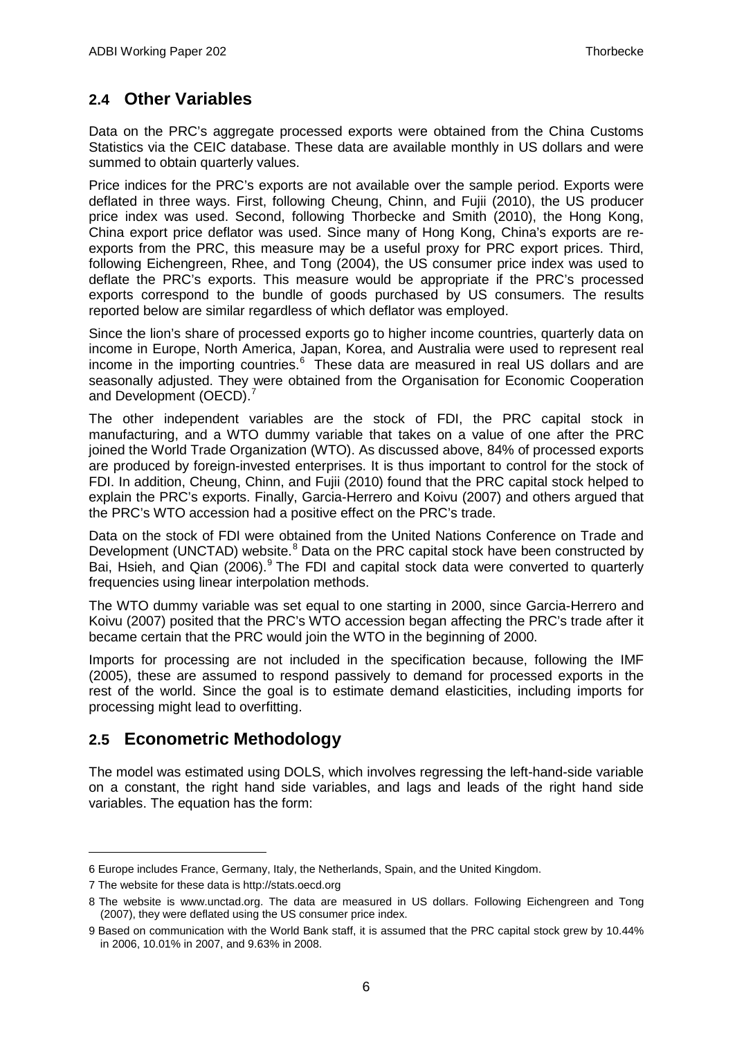## 2.4 Other Variables

Data on the PRC's aggregate processed exports were obtained from the China Customs Statistics via the CEIC database. These data are available monthly in US dollars and were summed to obtain quarterly values.

Price indices for the PRC's exports are not available over the sample period. Exports were deflated in three ways. First, following Cheung, Chinn, and Fujii (2010), the US producer price index was used. Second, following Thorbecke and Smith (2010), the Hong Kong, China export price deflator was used. Since many of Hong Kong, China's exports are re-exports from the PRC, this measure may be a useful proxy for PRC export prices. Third, following Eichengreen, Rhee, and Tong (2004), the US consumer price index was used to deflate the PRC's exports. This measure would be appropriate if the PRC's processed exports correspond to the bundle of goods purchased by US consumers. The results reported below are similar regardless of which deflator was employed.

Since the lion's share of processed exports go to higher income countries, quarterly data on income in Europe, North America, Japan, Korea, and Australia were used to represent real income in the importing countries.[6] These data are measured in real US dollars and are seasonally adjusted. They were obtained from the Organisation for Economic Cooperation and Development (OECD).[7]

The other independent variables are the stock of FDI, the PRC capital stock in manufacturing, and a WTO dummy variable that takes on a value of one after the PRC joined the World Trade Organization (WTO). As discussed above, 84% of processed exports are produced by foreign-invested enterprises. It is thus important to control for the stock of FDI. In addition, Cheung, Chinn, and Fujii (2010) found that the PRC capital stock helped to explain the PRC's exports. Finally, Garcia-Herrero and Koivu (2007) and others argued that the PRC's WTO accession had a positive effect on the PRC's trade.

Data on the stock of FDI were obtained from the United Nations Conference on Trade and Development (UNCTAD) website.[8] Data on the PRC capital stock have been constructed by Bai, Hsieh, and Qian (2006).[9] The FDI and capital stock data were converted to quarterly frequencies using linear interpolation methods.

The WTO dummy variable was set equal to one starting in 2000, since Garcia-Herrero and Koivu (2007) posited that the PRC's WTO accession began affecting the PRC's trade after it became certain that the PRC would join the WTO in the beginning of 2000.

Imports for processing are not included in the specification because, following the IMF (2005), these are assumed to respond passively to demand for processed exports in the rest of the world. Since the goal is to estimate demand elasticities, including imports for processing might lead to overfitting.

## 2.5 Econometric Methodology

The model was estimated using DOLS, which involves regressing the left-hand-side variable on a constant, the right hand side variables, and lags and leads of the right hand side variables. The equation has the form:

---

6 Europe includes France, Germany, Italy, the Netherlands, Spain, and the United Kingdom.

7 The website for these data is http://stats.oecd.org

8 The website is www.unctad.org. The data are measured in US dollars. Following Eichengreen and Tong (2007), they were deflated using the US consumer price index.

9 Based on communication with the World Bank staff, it is assumed that the PRC capital stock grew by 10.44% in 2006, 10.01% in 2007, and 9.63% in 2008.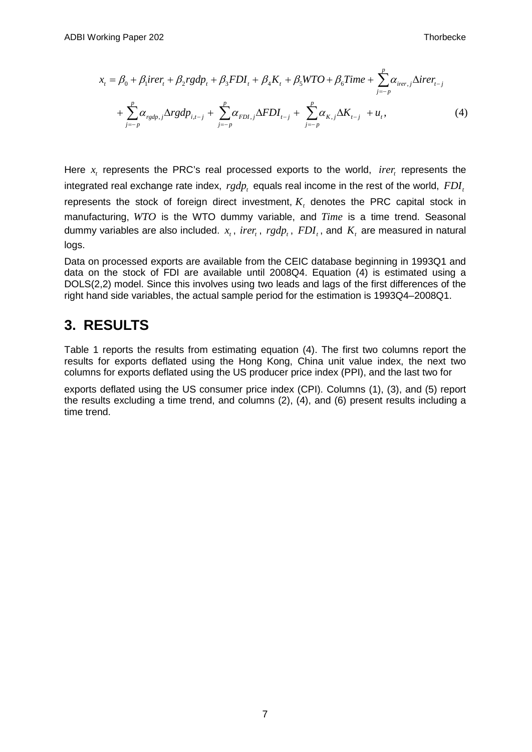$$x_t = \beta_0 + \beta_1 irer_t + \beta_2 rgdp_t + \beta_3 FDI_t + \beta_4 K_t + \beta_5 WTO + \beta_6 Time + \sum_{j=-p}^{p} \alpha_{irer,j} \Delta irer_{t-j}$$
$$+ \sum_{j=-p}^{p} \alpha_{rgdp,j} \Delta rgdp_{i,t-j} + \sum_{j=-p}^{p} \alpha_{FDI,j} \Delta FDI_{t-j} + \sum_{j=-p}^{p} \alpha_{K,j} \Delta K_{t-j} + u_t, \quad (4)$$

Here $x_t$ represents the PRC's real processed exports to the world, $irer_t$ represents the integrated real exchange rate index, $rgdp_t$ equals real income in the rest of the world, $FDI_t$ represents the stock of foreign direct investment, $K_t$ denotes the PRC capital stock in manufacturing, $WTO$ is the WTO dummy variable, and $Time$ is a time trend. Seasonal dummy variables are also included. $x_t$, $irer_t$, $rgdp_t$, $FDI_t$, and $K_t$ are measured in natural logs.

Data on processed exports are available from the CEIC database beginning in 1993Q1 and data on the stock of FDI are available until 2008Q4. Equation (4) is estimated using a DOLS(2,2) model. Since this involves using two leads and lags of the first differences of the right hand side variables, the actual sample period for the estimation is 1993Q4–2008Q1.

# 3. RESULTS

Table 1 reports the results from estimating equation (4). The first two columns report the results for exports deflated using the Hong Kong, China unit value index, the next two columns for exports deflated using the US producer price index (PPI), and the last two for exports deflated using the US consumer price index (CPI). Columns (1), (3), and (5) report the results excluding a time trend, and columns (2), (4), and (6) present results including a time trend.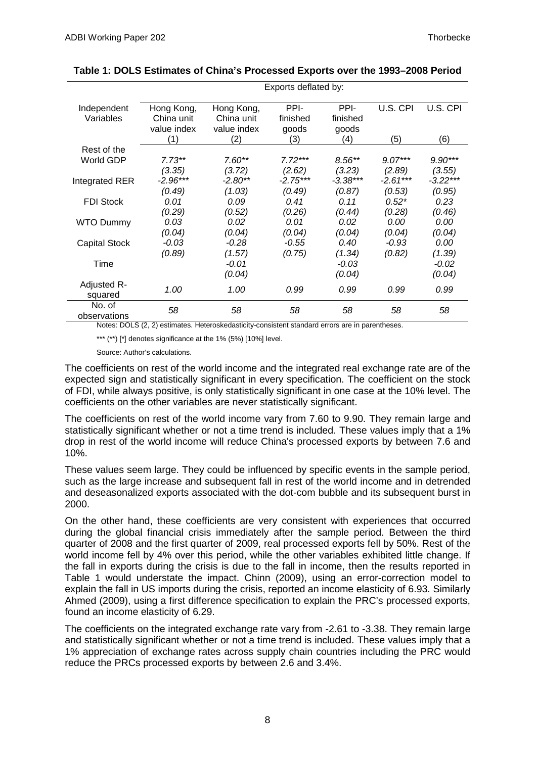**Table 1: DOLS Estimates of China's Processed Exports over the 1993–2008 Period**

| Independent Variables | Exports deflated by: | | | | | |
|---|---|---|---|---|---|---|
| | Hong Kong, China unit value index | Hong Kong, China unit value index | PPI-finished goods | PPI-finished goods | U.S. CPI | U.S. CPI |
| | (1) | (2) | (3) | (4) | (5) | (6) |
| Rest of the World GDP | *7.73*** | *7.60*** | *7.72**** | *8.56*** | *9.07**** | *9.90**** |
| | *(3.35)* | *(3.72)* | *(2.62)* | *(3.23)* | *(2.89)* | *(3.55)* |
| Integrated RER | *-2.96**** | *-2.80*** | *-2.75**** | *-3.38**** | *-2.61**** | *-3.22**** |
| | *(0.49)* | *(1.03)* | *(0.49)* | *(0.87)* | *(0.53)* | *(0.95)* |
| FDI Stock | *0.01* | *0.09* | *0.41* | *0.11* | *0.52** | *0.23* |
| | *(0.29)* | *(0.52)* | *(0.26)* | *(0.44)* | *(0.28)* | *(0.46)* |
| WTO Dummy | *0.03* | *0.02* | *0.01* | *0.02* | *0.00* | *0.00* |
| | *(0.04)* | *(0.04)* | *(0.04)* | *(0.04)* | *(0.04)* | *(0.04)* |
| Capital Stock | *-0.03* | *-0.28* | *-0.55* | *0.40* | *-0.93* | *0.00* |
| | *(0.89)* | *(1.57)* | *(0.75)* | *(1.34)* | *(0.82)* | *(1.39)* |
| Time | | *-0.01* | | *-0.03* | | *-0.02* |
| | | *(0.04)* | | *(0.04)* | | *(0.04)* |
| Adjusted R-squared | *1.00* | *1.00* | *0.99* | *0.99* | *0.99* | *0.99* |
| No. of observations | *58* | *58* | *58* | *58* | *58* | *58* |

Notes: DOLS (2, 2) estimates. Heteroskedasticity-consistent standard errors are in parentheses.

*** (**) [*] denotes significance at the 1% (5%) [10%] level.

Source: Author's calculations.

The coefficients on rest of the world income and the integrated real exchange rate are of the expected sign and statistically significant in every specification. The coefficient on the stock of FDI, while always positive, is only statistically significant in one case at the 10% level. The coefficients on the other variables are never statistically significant.

The coefficients on rest of the world income vary from 7.60 to 9.90. They remain large and statistically significant whether or not a time trend is included. These values imply that a 1% drop in rest of the world income will reduce China's processed exports by between 7.6 and 10%.

These values seem large. They could be influenced by specific events in the sample period, such as the large increase and subsequent fall in rest of the world income and in detrended and deseasonalized exports associated with the dot-com bubble and its subsequent burst in 2000.

On the other hand, these coefficients are very consistent with experiences that occurred during the global financial crisis immediately after the sample period. Between the third quarter of 2008 and the first quarter of 2009, real processed exports fell by 50%. Rest of the world income fell by 4% over this period, while the other variables exhibited little change. If the fall in exports during the crisis is due to the fall in income, then the results reported in Table 1 would understate the impact. Chinn (2009), using an error-correction model to explain the fall in US imports during the crisis, reported an income elasticity of 6.93. Similarly Ahmed (2009), using a first difference specification to explain the PRC's processed exports, found an income elasticity of 6.29.

The coefficients on the integrated exchange rate vary from -2.61 to -3.38. They remain large and statistically significant whether or not a time trend is included. These values imply that a 1% appreciation of exchange rates across supply chain countries including the PRC would reduce the PRCs processed exports by between 2.6 and 3.4%.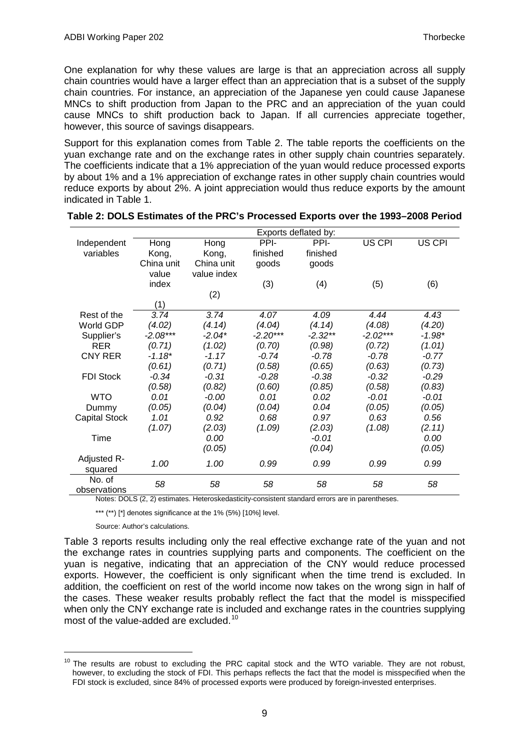One explanation for why these values are large is that an appreciation across all supply chain countries would have a larger effect than an appreciation that is a subset of the supply chain countries. For instance, an appreciation of the Japanese yen could cause Japanese MNCs to shift production from Japan to the PRC and an appreciation of the yuan could cause MNCs to shift production back to Japan. If all currencies appreciate together, however, this source of savings disappears.

Support for this explanation comes from Table 2. The table reports the coefficients on the yuan exchange rate and on the exchange rates in other supply chain countries separately. The coefficients indicate that a 1% appreciation of the yuan would reduce processed exports by about 1% and a 1% appreciation of exchange rates in other supply chain countries would reduce exports by about 2%. A joint appreciation would thus reduce exports by the amount indicated in Table 1.

**Table 2: DOLS Estimates of the PRC's Processed Exports over the 1993–2008 Period**

| Independent variables | Exports deflated by: | | | | | |
|---|---|---|---|---|---|---|
| | Hong Kong, China unit value index (1) | Hong Kong, China unit value index (2) | PPI-finished goods (3) | PPI-finished goods (4) | US CPI (5) | US CPI (6) |
| Rest of the World GDP | *3.74* | *3.74* | *4.07* | *4.09* | *4.44* | *4.43* |
| | *(4.02)* | *(4.14)* | *(4.04)* | *(4.14)* | *(4.08)* | *(4.20)* |
| Supplier's RER | *-2.08\*\*\** | *-2.04\** | *-2.20\*\*\** | *-2.32\*\** | *-2.02\*\*\** | *-1.98\** |
| | *(0.71)* | *(1.02)* | *(0.70)* | *(0.98)* | *(0.72)* | *(1.01)* |
| CNY RER | *-1.18\** | *-1.17* | *-0.74* | *-0.78* | *-0.78* | *-0.77* |
| | *(0.61)* | *(0.71)* | *(0.58)* | *(0.65)* | *(0.63)* | *(0.73)* |
| FDI Stock | *-0.34* | *-0.31* | *-0.28* | *-0.38* | *-0.32* | *-0.29* |
| | *(0.58)* | *(0.82)* | *(0.60)* | *(0.85)* | *(0.58)* | *(0.83)* |
| WTO Dummy | *0.01* | *-0.00* | *0.01* | *0.02* | *-0.01* | *-0.01* |
| | *(0.05)* | *(0.04)* | *(0.04)* | *0.04* | *(0.05)* | *(0.05)* |
| Capital Stock | *1.01* | *0.92* | *0.68* | *0.97* | *0.63* | *0.56* |
| | *(1.07)* | *(2.03)* | *(1.09)* | *(2.03)* | *(1.08)* | *(2.11)* |
| Time | | *0.00* | | *-0.01* | | *0.00* |
| | | *(0.05)* | | *(0.04)* | | *(0.05)* |
| Adjusted R-squared | *1.00* | *1.00* | *0.99* | *0.99* | *0.99* | *0.99* |
| No. of observations | *58* | *58* | *58* | *58* | *58* | *58* |

Notes: DOLS (2, 2) estimates. Heteroskedasticity-consistent standard errors are in parentheses.

*** (**) [*] denotes significance at the 1% (5%) [10%] level.

Source: Author's calculations.

Table 3 reports results including only the real effective exchange rate of the yuan and not the exchange rates in countries supplying parts and components. The coefficient on the yuan is negative, indicating that an appreciation of the CNY would reduce processed exports. However, the coefficient is only significant when the time trend is excluded. In addition, the coefficient on rest of the world income now takes on the wrong sign in half of the cases. These weaker results probably reflect the fact that the model is misspecified when only the CNY exchange rate is included and exchange rates in the countries supplying most of the value-added are excluded.[10]

[10] The results are robust to excluding the PRC capital stock and the WTO variable. They are not robust, however, to excluding the stock of FDI. This perhaps reflects the fact that the model is misspecified when the FDI stock is excluded, since 84% of processed exports were produced by foreign-invested enterprises.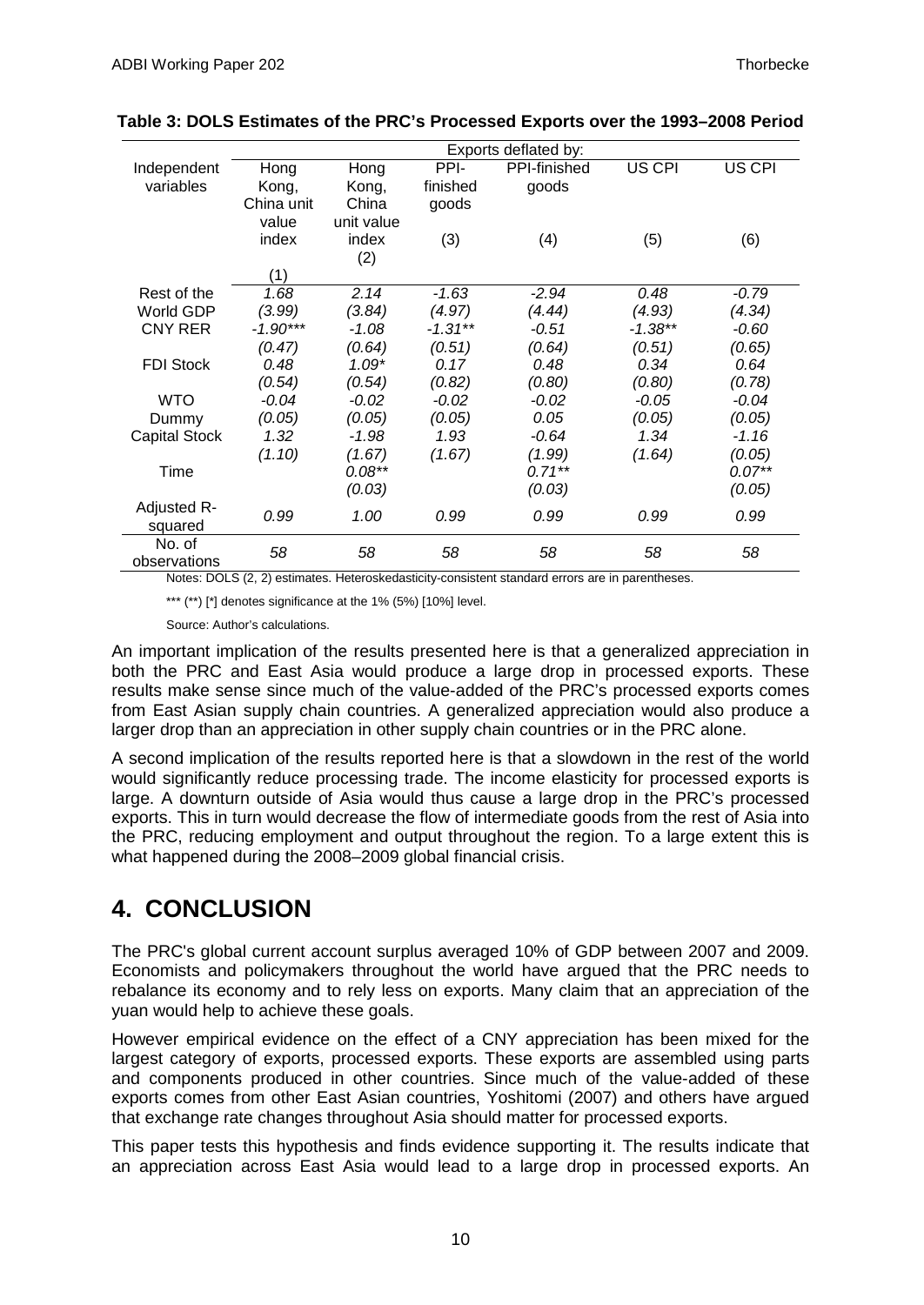**Table 3: DOLS Estimates of the PRC's Processed Exports over the 1993–2008 Period**

| Independent variables | Exports deflated by: | | | | | |
|---|---|---|---|---|---|---|
| | Hong Kong, China unit value index (1) | Hong Kong, China unit value index (2) | PPI-finished goods (3) | PPI-finished goods (4) | US CPI (5) | US CPI (6) |
| Rest of the World GDP | 1.68 | 2.14 | -1.63 | -2.94 | 0.48 | -0.79 |
| | (3.99) | (3.84) | (4.97) | (4.44) | (4.93) | (4.34) |
| CNY RER | -1.90*** | -1.08 | -1.31** | -0.51 | -1.38** | -0.60 |
| | (0.47) | (0.64) | (0.51) | (0.64) | (0.51) | (0.65) |
| FDI Stock | 0.48 | 1.09* | 0.17 | 0.48 | 0.34 | 0.64 |
| | (0.54) | (0.54) | (0.82) | (0.80) | (0.80) | (0.78) |
| WTO Dummy | -0.04 | -0.02 | -0.02 | -0.02 | -0.05 | -0.04 |
| | (0.05) | (0.05) | (0.05) | 0.05 | (0.05) | (0.05) |
| Capital Stock | 1.32 | -1.98 | 1.93 | -0.64 | 1.34 | -1.16 |
| | (1.10) | (1.67) | (1.67) | (1.99) | (1.64) | (0.05) |
| Time | | 0.08** | | 0.71** | | 0.07** |
| | | (0.03) | | (0.03) | | (0.05) |
| Adjusted R-squared | 0.99 | 1.00 | 0.99 | 0.99 | 0.99 | 0.99 |
| No. of observations | 58 | 58 | 58 | 58 | 58 | 58 |

Notes: DOLS (2, 2) estimates. Heteroskedasticity-consistent standard errors are in parentheses.

*** (**) [*] denotes significance at the 1% (5%) [10%] level.

Source: Author's calculations.

An important implication of the results presented here is that a generalized appreciation in both the PRC and East Asia would produce a large drop in processed exports. These results make sense since much of the value-added of the PRC's processed exports comes from East Asian supply chain countries. A generalized appreciation would also produce a larger drop than an appreciation in other supply chain countries or in the PRC alone.

A second implication of the results reported here is that a slowdown in the rest of the world would significantly reduce processing trade. The income elasticity for processed exports is large. A downturn outside of Asia would thus cause a large drop in the PRC's processed exports. This in turn would decrease the flow of intermediate goods from the rest of Asia into the PRC, reducing employment and output throughout the region. To a large extent this is what happened during the 2008–2009 global financial crisis.

# 4. CONCLUSION

The PRC's global current account surplus averaged 10% of GDP between 2007 and 2009. Economists and policymakers throughout the world have argued that the PRC needs to rebalance its economy and to rely less on exports. Many claim that an appreciation of the yuan would help to achieve these goals.

However empirical evidence on the effect of a CNY appreciation has been mixed for the largest category of exports, processed exports. These exports are assembled using parts and components produced in other countries. Since much of the value-added of these exports comes from other East Asian countries, Yoshitomi (2007) and others have argued that exchange rate changes throughout Asia should matter for processed exports.

This paper tests this hypothesis and finds evidence supporting it. The results indicate that an appreciation across East Asia would lead to a large drop in processed exports. An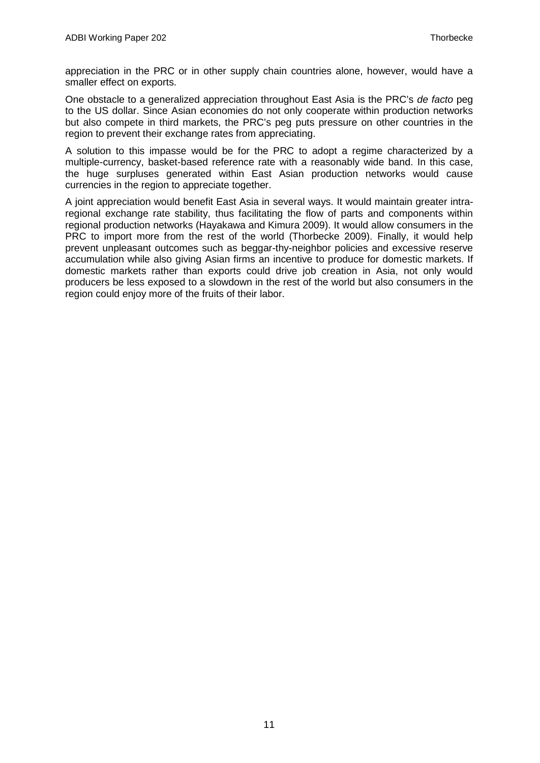appreciation in the PRC or in other supply chain countries alone, however, would have a smaller effect on exports.

One obstacle to a generalized appreciation throughout East Asia is the PRC's *de facto* peg to the US dollar. Since Asian economies do not only cooperate within production networks but also compete in third markets, the PRC's peg puts pressure on other countries in the region to prevent their exchange rates from appreciating.

A solution to this impasse would be for the PRC to adopt a regime characterized by a multiple-currency, basket-based reference rate with a reasonably wide band. In this case, the huge surpluses generated within East Asian production networks would cause currencies in the region to appreciate together.

A joint appreciation would benefit East Asia in several ways. It would maintain greater intra-regional exchange rate stability, thus facilitating the flow of parts and components within regional production networks (Hayakawa and Kimura 2009). It would allow consumers in the PRC to import more from the rest of the world (Thorbecke 2009). Finally, it would help prevent unpleasant outcomes such as beggar-thy-neighbor policies and excessive reserve accumulation while also giving Asian firms an incentive to produce for domestic markets. If domestic markets rather than exports could drive job creation in Asia, not only would producers be less exposed to a slowdown in the rest of the world but also consumers in the region could enjoy more of the fruits of their labor.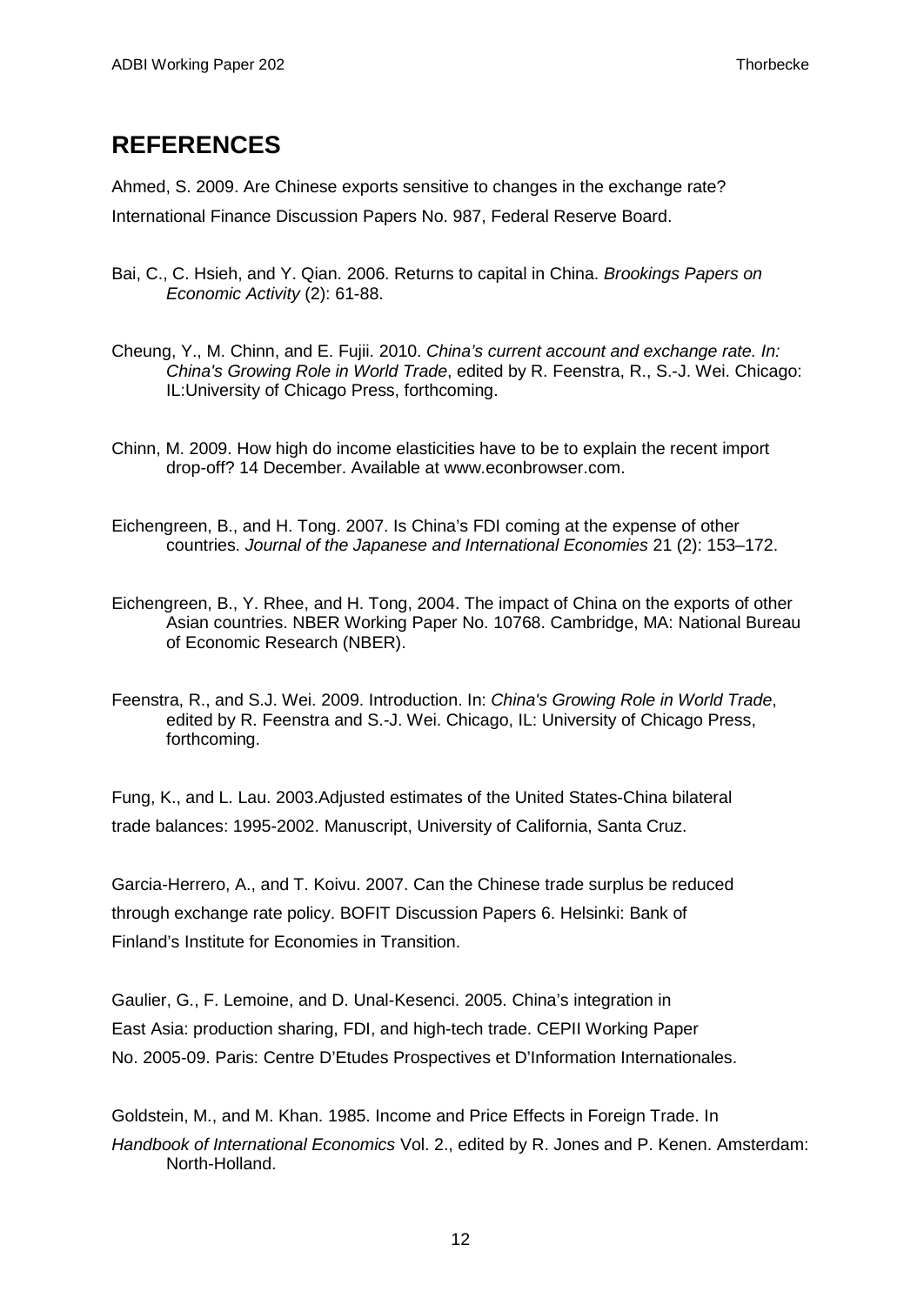## REFERENCES

Ahmed, S. 2009. Are Chinese exports sensitive to changes in the exchange rate? International Finance Discussion Papers No. 987, Federal Reserve Board.

Bai, C., C. Hsieh, and Y. Qian. 2006. Returns to capital in China. *Brookings Papers on Economic Activity* (2): 61-88.

Cheung, Y., M. Chinn, and E. Fujii. 2010. *China's current account and exchange rate. In: China's Growing Role in World Trade*, edited by R. Feenstra, R., S.-J. Wei. Chicago: IL:University of Chicago Press, forthcoming.

Chinn, M. 2009. How high do income elasticities have to be to explain the recent import drop-off? 14 December. Available at www.econbrowser.com.

Eichengreen, B., and H. Tong. 2007. Is China's FDI coming at the expense of other countries. *Journal of the Japanese and International Economies* 21 (2): 153–172.

Eichengreen, B., Y. Rhee, and H. Tong, 2004. The impact of China on the exports of other Asian countries. NBER Working Paper No. 10768. Cambridge, MA: National Bureau of Economic Research (NBER).

Feenstra, R., and S.J. Wei. 2009. Introduction. In: *China's Growing Role in World Trade*, edited by R. Feenstra and S.-J. Wei. Chicago, IL: University of Chicago Press, forthcoming.

Fung, K., and L. Lau. 2003.Adjusted estimates of the United States-China bilateral trade balances: 1995-2002. Manuscript, University of California, Santa Cruz.

Garcia-Herrero, A., and T. Koivu. 2007. Can the Chinese trade surplus be reduced through exchange rate policy. BOFIT Discussion Papers 6. Helsinki: Bank of Finland's Institute for Economies in Transition.

Gaulier, G., F. Lemoine, and D. Unal-Kesenci. 2005. China's integration in East Asia: production sharing, FDI, and high-tech trade. CEPII Working Paper No. 2005-09. Paris: Centre D'Etudes Prospectives et D'Information Internationales.

Goldstein, M., and M. Khan. 1985. Income and Price Effects in Foreign Trade. In *Handbook of International Economics* Vol. 2., edited by R. Jones and P. Kenen. Amsterdam: North-Holland.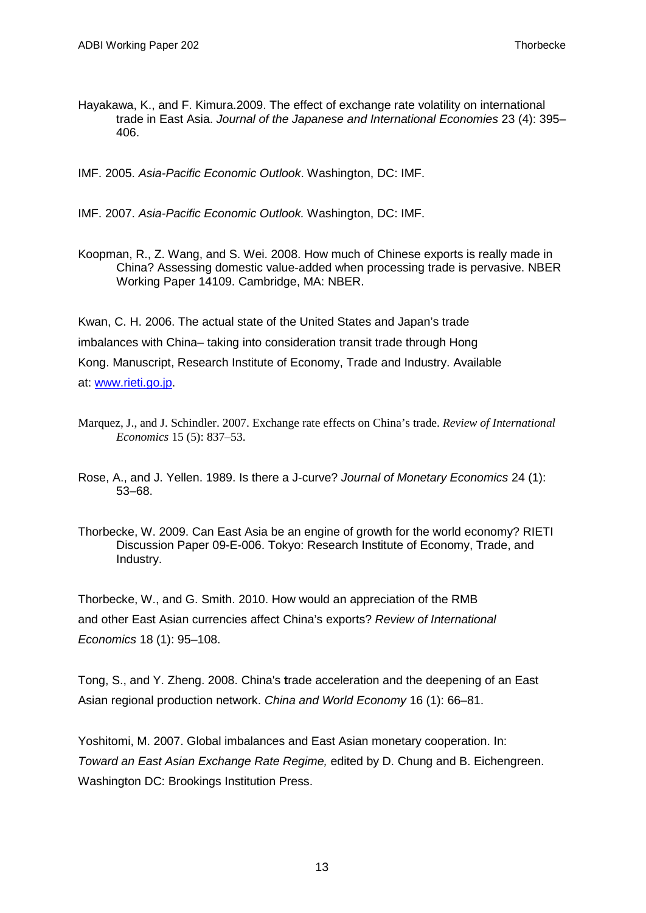Hayakawa, K., and F. Kimura.2009. The effect of exchange rate volatility on international trade in East Asia. *Journal of the Japanese and International Economies* 23 (4): 395–406.

IMF. 2005. *Asia-Pacific Economic Outlook*. Washington, DC: IMF.

IMF. 2007. *Asia-Pacific Economic Outlook.* Washington, DC: IMF.

Koopman, R., Z. Wang, and S. Wei. 2008. How much of Chinese exports is really made in China? Assessing domestic value-added when processing trade is pervasive. NBER Working Paper 14109. Cambridge, MA: NBER.

Kwan, C. H. 2006. The actual state of the United States and Japan's trade imbalances with China– taking into consideration transit trade through Hong Kong. Manuscript, Research Institute of Economy, Trade and Industry. Available at: www.rieti.go.jp.

Marquez, J., and J. Schindler. 2007. Exchange rate effects on China's trade. *Review of International Economics* 15 (5): 837–53.

Rose, A., and J. Yellen. 1989. Is there a J-curve? *Journal of Monetary Economics* 24 (1): 53–68.

Thorbecke, W. 2009. Can East Asia be an engine of growth for the world economy? RIETI Discussion Paper 09-E-006. Tokyo: Research Institute of Economy, Trade, and Industry.

Thorbecke, W., and G. Smith. 2010. How would an appreciation of the RMB and other East Asian currencies affect China's exports? *Review of International Economics* 18 (1): 95–108.

Tong, S., and Y. Zheng. 2008. China's **t**rade acceleration and the deepening of an East Asian regional production network. *China and World Economy* 16 (1): 66–81.

Yoshitomi, M. 2007. Global imbalances and East Asian monetary cooperation. In: *Toward an East Asian Exchange Rate Regime,* edited by D. Chung and B. Eichengreen. Washington DC: Brookings Institution Press.